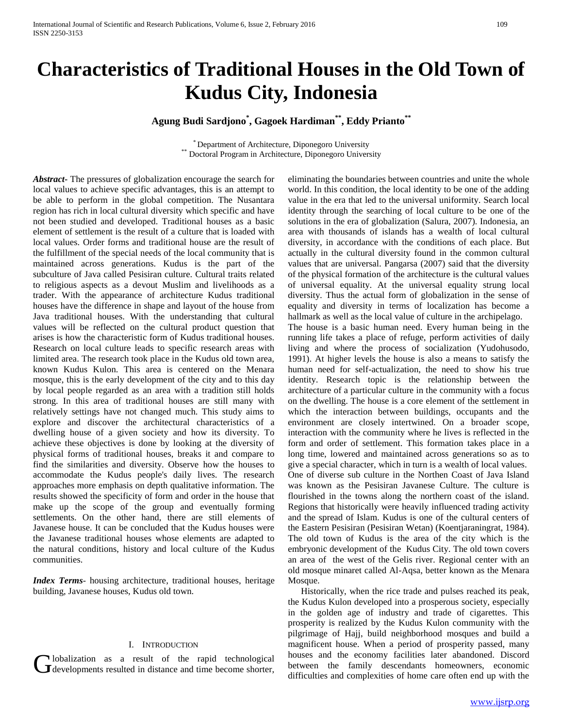# Characteristics of Traditional Houses in the Old Town of Kudus City, Indonesia

**Agung Budi Sardjono[*], Gagoek Hardiman[**], Eddy Prianto[**]**

[*] Department of Architecture, Diponegoro University
[**] Doctoral Program in Architecture, Diponegoro University

***Abstract***- The pressures of globalization encourage the search for local values to achieve specific advantages, this is an attempt to be able to perform in the global competition. The Nusantara region has rich in local cultural diversity which specific and have not been studied and developed. Traditional houses as a basic element of settlement is the result of a culture that is loaded with local values. Order forms and traditional house are the result of the fulfillment of the special needs of the local community that is maintained across generations. Kudus is the part of the subculture of Java called Pesisiran culture. Cultural traits related to religious aspects as a devout Muslim and livelihoods as a trader. With the appearance of architecture Kudus traditional houses have the difference in shape and layout of the house from Java traditional houses. With the understanding that cultural values will be reflected on the cultural product question that arises is how the characteristic form of Kudus traditional houses. Research on local culture leads to specific research areas with limited area. The research took place in the Kudus old town area, known Kudus Kulon. This area is centered on the Menara mosque, this is the early development of the city and to this day by local people regarded as an area with a tradition still holds strong. In this area of traditional houses are still many with relatively settings have not changed much. This study aims to explore and discover the architectural characteristics of a dwelling house of a given society and how its diversity. To achieve these objectives is done by looking at the diversity of physical forms of traditional houses, breaks it and compare to find the similarities and diversity. Observe how the houses to accommodate the Kudus people's daily lives. The research approaches more emphasis on depth qualitative information. The results showed the specificity of form and order in the house that make up the scope of the group and eventually forming settlements. On the other hand, there are still elements of Javanese house. It can be concluded that the Kudus houses were the Javanese traditional houses whose elements are adapted to the natural conditions, history and local culture of the Kudus communities.

***Index Terms***- housing architecture, traditional houses, heritage building, Javanese houses, Kudus old town.

## I. Introduction

Globalization as a result of the rapid technological developments resulted in distance and time become shorter, eliminating the boundaries between countries and unite the whole world. In this condition, the local identity to be one of the adding value in the era that led to the universal uniformity. Search local identity through the searching of local culture to be one of the solutions in the era of globalization (Salura, 2007). Indonesia, an area with thousands of islands has a wealth of local cultural diversity, in accordance with the conditions of each place. But actually in the cultural diversity found in the common cultural values that are universal. Pangarsa (2007) said that the diversity of the physical formation of the architecture is the cultural values of universal equality. At the universal equality strung local diversity. Thus the actual form of globalization in the sense of equality and diversity in terms of localization has become a hallmark as well as the local value of culture in the archipelago.

The house is a basic human need. Every human being in the running life takes a place of refuge, perform activities of daily living and where the process of socialization (Yudohusodo, 1991). At higher levels the house is also a means to satisfy the human need for self-actualization, the need to show his true identity. Research topic is the relationship between the architecture of a particular culture in the community with a focus on the dwelling. The house is a core element of the settlement in which the interaction between buildings, occupants and the environment are closely intertwined. On a broader scope, interaction with the community where he lives is reflected in the form and order of settlement. This formation takes place in a long time, lowered and maintained across generations so as to give a special character, which in turn is a wealth of local values.

One of diverse sub culture in the Northen Coast of Java Island was known as the Pesisiran Javanese Culture. The culture is flourished in the towns along the northern coast of the island. Regions that historically were heavily influenced trading activity and the spread of Islam. Kudus is one of the cultural centers of the Eastern Pesisiran (Pesisiran Wetan) (Koentjaraningrat, 1984). The old town of Kudus is the area of the city which is the embryonic development of the Kudus City. The old town covers an area of the west of the Gelis river. Regional center with an old mosque minaret called Al-Aqsa, better known as the Menara Mosque.

Historically, when the rice trade and pulses reached its peak, the Kudus Kulon developed into a prosperous society, especially in the golden age of industry and trade of cigarettes. This prosperity is realized by the Kudus Kulon community with the pilgrimage of Hajj, build neighborhood mosques and build a magnificent house. When a period of prosperity passed, many houses and the economy facilities later abandoned. Discord between the family descendants homeowners, economic difficulties and complexities of home care often end up with the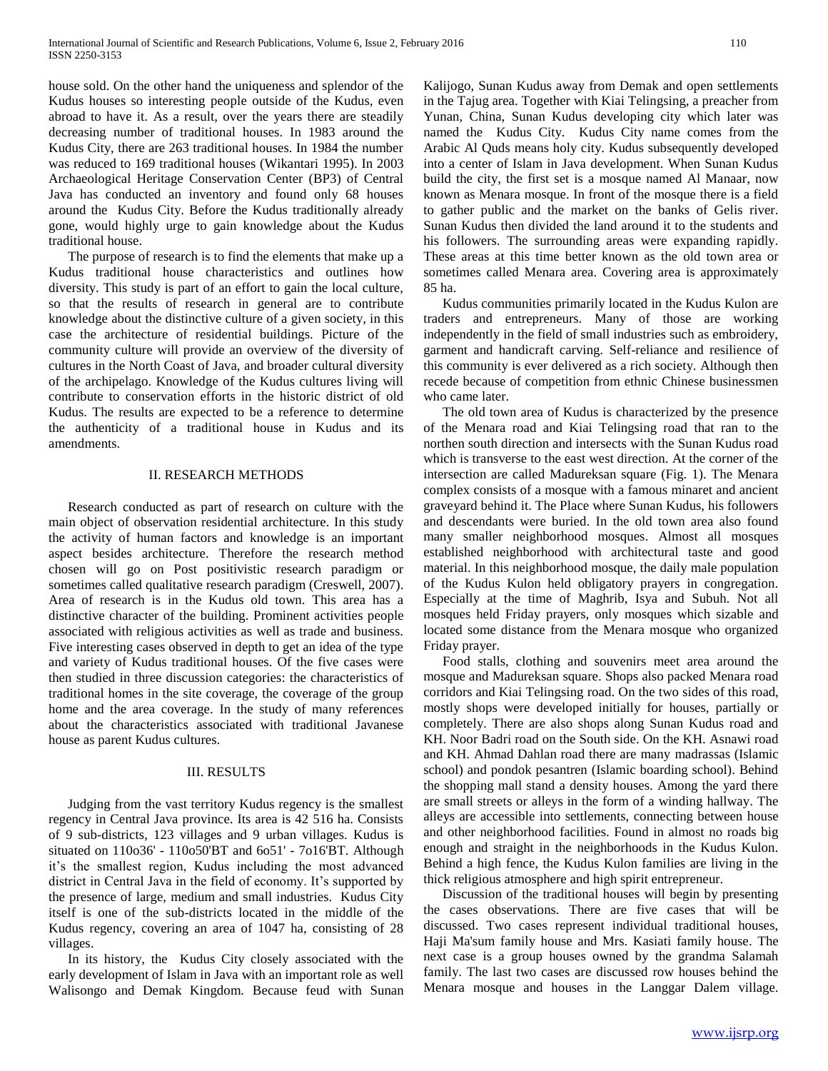house sold. On the other hand the uniqueness and splendor of the Kudus houses so interesting people outside of the Kudus, even abroad to have it. As a result, over the years there are steadily decreasing number of traditional houses. In 1983 around the Kudus City, there are 263 traditional houses. In 1984 the number was reduced to 169 traditional houses (Wikantari 1995). In 2003 Archaeological Heritage Conservation Center (BP3) of Central Java has conducted an inventory and found only 68 houses around the Kudus City. Before the Kudus traditionally already gone, would highly urge to gain knowledge about the Kudus traditional house.

The purpose of research is to find the elements that make up a Kudus traditional house characteristics and outlines how diversity. This study is part of an effort to gain the local culture, so that the results of research in general are to contribute knowledge about the distinctive culture of a given society, in this case the architecture of residential buildings. Picture of the community culture will provide an overview of the diversity of cultures in the North Coast of Java, and broader cultural diversity of the archipelago. Knowledge of the Kudus cultures living will contribute to conservation efforts in the historic district of old Kudus. The results are expected to be a reference to determine the authenticity of a traditional house in Kudus and its amendments.

## II. RESEARCH METHODS

Research conducted as part of research on culture with the main object of observation residential architecture. In this study the activity of human factors and knowledge is an important aspect besides architecture. Therefore the research method chosen will go on Post positivistic research paradigm or sometimes called qualitative research paradigm (Creswell, 2007). Area of research is in the Kudus old town. This area has a distinctive character of the building. Prominent activities people associated with religious activities as well as trade and business. Five interesting cases observed in depth to get an idea of the type and variety of Kudus traditional houses. Of the five cases were then studied in three discussion categories: the characteristics of traditional homes in the site coverage, the coverage of the group home and the area coverage. In the study of many references about the characteristics associated with traditional Javanese house as parent Kudus cultures.

## III. RESULTS

Judging from the vast territory Kudus regency is the smallest regency in Central Java province. Its area is 42 516 ha. Consists of 9 sub-districts, 123 villages and 9 urban villages. Kudus is situated on 110o36' - 110o50'BT and 6o51' - 7o16'BT. Although it's the smallest region, Kudus including the most advanced district in Central Java in the field of economy. It's supported by the presence of large, medium and small industries. Kudus City itself is one of the sub-districts located in the middle of the Kudus regency, covering an area of 1047 ha, consisting of 28 villages.

In its history, the Kudus City closely associated with the early development of Islam in Java with an important role as well Walisongo and Demak Kingdom. Because feud with Sunan Kalijogo, Sunan Kudus away from Demak and open settlements in the Tajug area. Together with Kiai Telingsing, a preacher from Yunan, China, Sunan Kudus developing city which later was named the Kudus City. Kudus City name comes from the Arabic Al Quds means holy city. Kudus subsequently developed into a center of Islam in Java development. When Sunan Kudus build the city, the first set is a mosque named Al Manaar, now known as Menara mosque. In front of the mosque there is a field to gather public and the market on the banks of Gelis river. Sunan Kudus then divided the land around it to the students and his followers. The surrounding areas were expanding rapidly. These areas at this time better known as the old town area or sometimes called Menara area. Covering area is approximately 85 ha.

Kudus communities primarily located in the Kudus Kulon are traders and entrepreneurs. Many of those are working independently in the field of small industries such as embroidery, garment and handicraft carving. Self-reliance and resilience of this community is ever delivered as a rich society. Although then recede because of competition from ethnic Chinese businessmen who came later.

The old town area of Kudus is characterized by the presence of the Menara road and Kiai Telingsing road that ran to the northen south direction and intersects with the Sunan Kudus road which is transverse to the east west direction. At the corner of the intersection are called Madureksan square (Fig. 1). The Menara complex consists of a mosque with a famous minaret and ancient graveyard behind it. The Place where Sunan Kudus, his followers and descendants were buried. In the old town area also found many smaller neighborhood mosques. Almost all mosques established neighborhood with architectural taste and good material. In this neighborhood mosque, the daily male population of the Kudus Kulon held obligatory prayers in congregation. Especially at the time of Maghrib, Isya and Subuh. Not all mosques held Friday prayers, only mosques which sizable and located some distance from the Menara mosque who organized Friday prayer.

Food stalls, clothing and souvenirs meet area around the mosque and Madureksan square. Shops also packed Menara road corridors and Kiai Telingsing road. On the two sides of this road, mostly shops were developed initially for houses, partially or completely. There are also shops along Sunan Kudus road and KH. Noor Badri road on the South side. On the KH. Asnawi road and KH. Ahmad Dahlan road there are many madrassas (Islamic school) and pondok pesantren (Islamic boarding school). Behind the shopping mall stand a density houses. Among the yard there are small streets or alleys in the form of a winding hallway. The alleys are accessible into settlements, connecting between house and other neighborhood facilities. Found in almost no roads big enough and straight in the neighborhoods in the Kudus Kulon. Behind a high fence, the Kudus Kulon families are living in the thick religious atmosphere and high spirit entrepreneur.

Discussion of the traditional houses will begin by presenting the cases observations. There are five cases that will be discussed. Two cases represent individual traditional houses, Haji Ma'sum family house and Mrs. Kasiati family house. The next case is a group houses owned by the grandma Salamah family. The last two cases are discussed row houses behind the Menara mosque and houses in the Langgar Dalem village.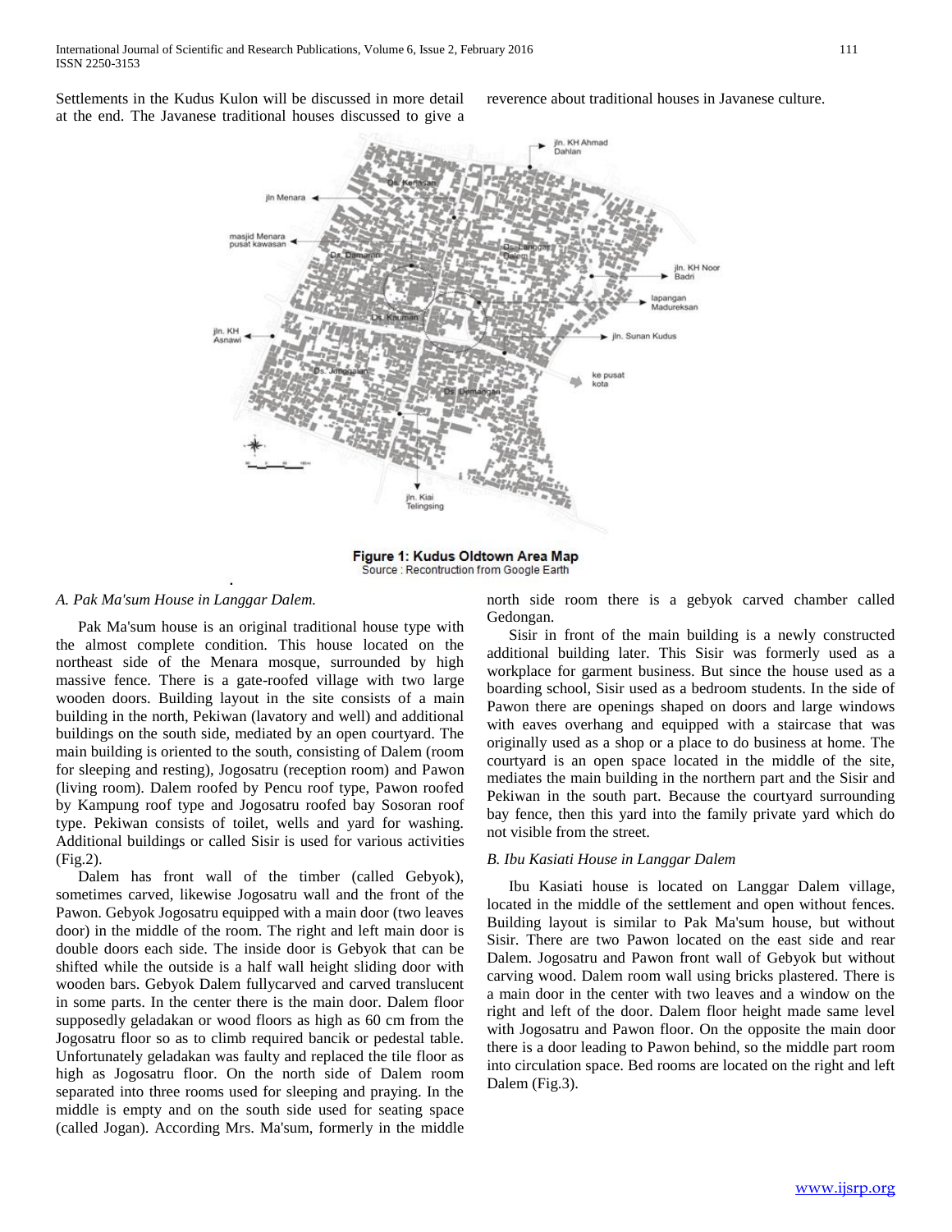Settlements in the Kudus Kulon will be discussed in more detail at the end. The Javanese traditional houses discussed to give a reverence about traditional houses in Javanese culture.

**Figure 1: Kudus Oldtown Area Map**
Source : Recontruction from Google Earth

### *A. Pak Ma'sum House in Langgar Dalem.*

Pak Ma'sum house is an original traditional house type with the almost complete condition. This house located on the northeast side of the Menara mosque, surrounded by high massive fence. There is a gate-roofed village with two large wooden doors. Building layout in the site consists of a main building in the north, Pekiwan (lavatory and well) and additional buildings on the south side, mediated by an open courtyard. The main building is oriented to the south, consisting of Dalem (room for sleeping and resting), Jogosatru (reception room) and Pawon (living room). Dalem roofed by Pencu roof type, Pawon roofed by Kampung roof type and Jogosatru roofed bay Sosoran roof type. Pekiwan consists of toilet, wells and yard for washing. Additional buildings or called Sisir is used for various activities (Fig.2).

Dalem has front wall of the timber (called Gebyok), sometimes carved, likewise Jogosatru wall and the front of the Pawon. Gebyok Jogosatru equipped with a main door (two leaves door) in the middle of the room. The right and left main door is double doors each side. The inside door is Gebyok that can be shifted while the outside is a half wall height sliding door with wooden bars. Gebyok Dalem fullycarved and carved translucent in some parts. In the center there is the main door. Dalem floor supposedly geladakan or wood floors as high as 60 cm from the Jogosatru floor so as to climb required bancik or pedestal table. Unfortunately geladakan was faulty and replaced the tile floor as high as Jogosatru floor. On the north side of Dalem room separated into three rooms used for sleeping and praying. In the middle is empty and on the south side used for seating space (called Jogan). According Mrs. Ma'sum, formerly in the middle north side room there is a gebyok carved chamber called Gedongan.

Sisir in front of the main building is a newly constructed additional building later. This Sisir was formerly used as a workplace for garment business. But since the house used as a boarding school, Sisir used as a bedroom students. In the side of Pawon there are openings shaped on doors and large windows with eaves overhang and equipped with a staircase that was originally used as a shop or a place to do business at home. The courtyard is an open space located in the middle of the site, mediates the main building in the northern part and the Sisir and Pekiwan in the south part. Because the courtyard surrounding bay fence, then this yard into the family private yard which do not visible from the street.

### *B. Ibu Kasiati House in Langgar Dalem*

Ibu Kasiati house is located on Langgar Dalem village, located in the middle of the settlement and open without fences. Building layout is similar to Pak Ma'sum house, but without Sisir. There are two Pawon located on the east side and rear Dalem. Jogosatru and Pawon front wall of Gebyok but without carving wood. Dalem room wall using bricks plastered. There is a main door in the center with two leaves and a window on the right and left of the door. Dalem floor height made same level with Jogosatru and Pawon floor. On the opposite the main door there is a door leading to Pawon behind, so the middle part room into circulation space. Bed rooms are located on the right and left Dalem (Fig.3).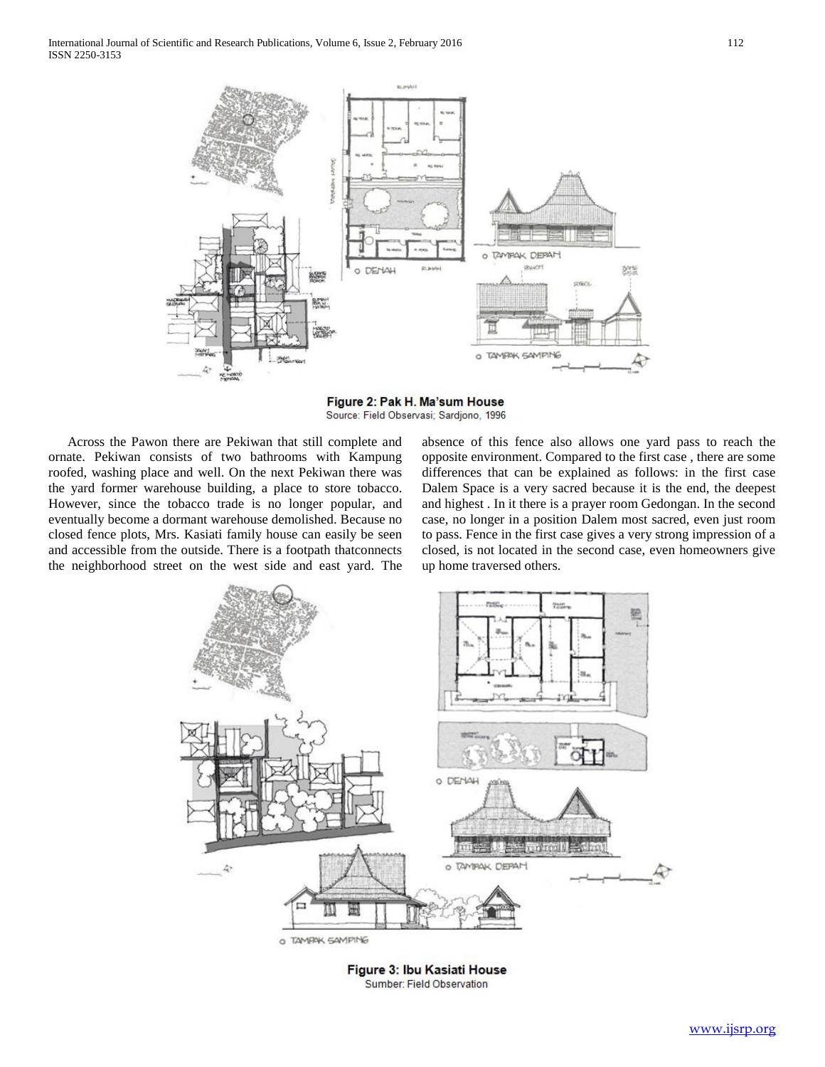**Figure 2: Pak H. Ma'sum House**
Source: Field Observasi; Sardjono, 1996

Across the Pawon there are Pekiwan that still complete and ornate. Pekiwan consists of two bathrooms with Kampung roofed, washing place and well. On the next Pekiwan there was the yard former warehouse building, a place to store tobacco. However, since the tobacco trade is no longer popular, and eventually become a dormant warehouse demolished. Because no closed fence plots, Mrs. Kasiati family house can easily be seen and accessible from the outside. There is a footpath thatconnects the neighborhood street on the west side and east yard. The absence of this fence also allows one yard pass to reach the opposite environment. Compared to the first case , there are some differences that can be explained as follows: in the first case Dalem Space is a very sacred because it is the end, the deepest and highest . In it there is a prayer room Gedongan. In the second case, no longer in a position Dalem most sacred, even just room to pass. Fence in the first case gives a very strong impression of a closed, is not located in the second case, even homeowners give up home traversed others.

**Figure 3: Ibu Kasiati House**
Sumber: Field Observation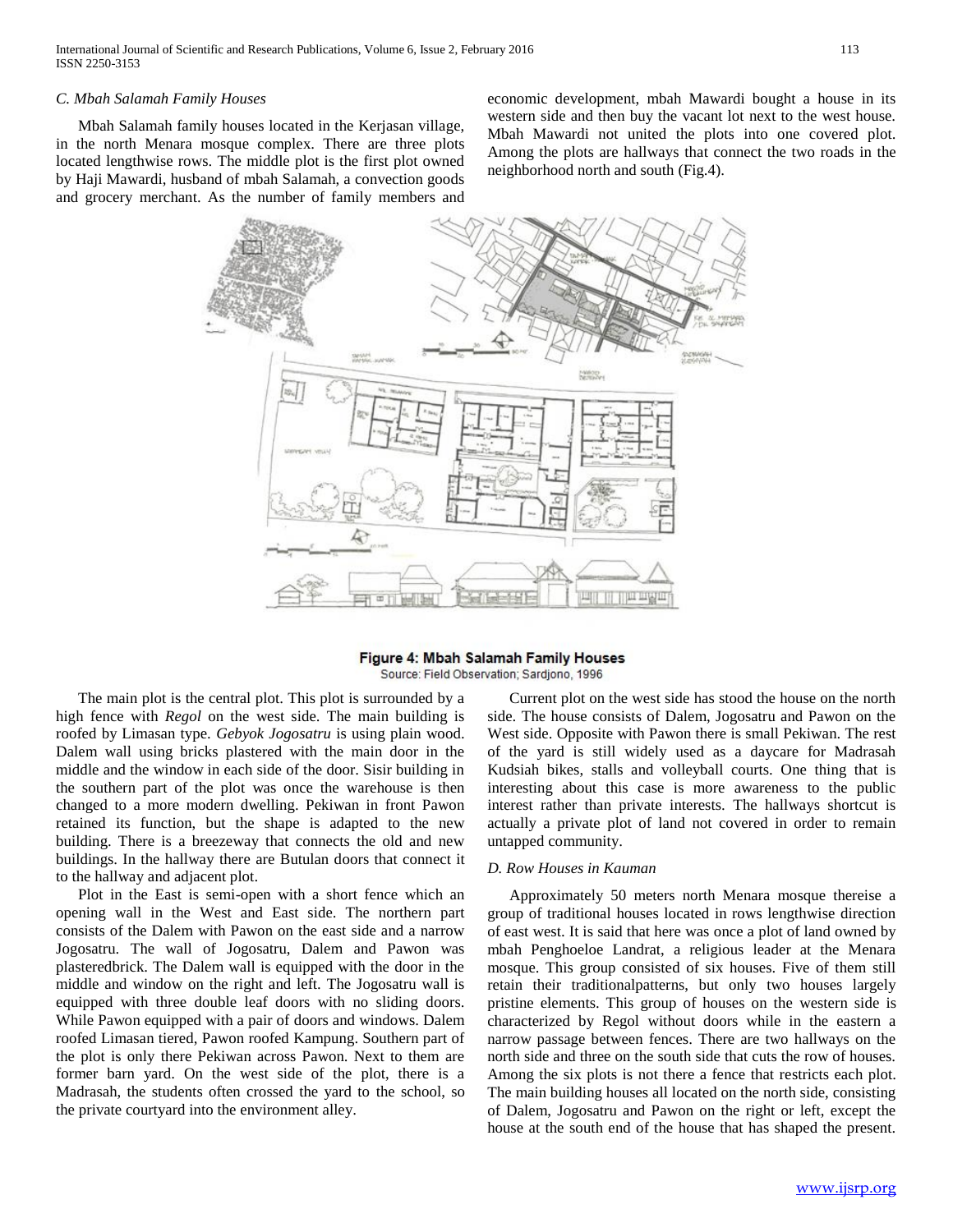### C. Mbah Salamah Family Houses

Mbah Salamah family houses located in the Kerjasan village, in the north Menara mosque complex. There are three plots located lengthwise rows. The middle plot is the first plot owned by Haji Mawardi, husband of mbah Salamah, a convection goods and grocery merchant. As the number of family members and economic development, mbah Mawardi bought a house in its western side and then buy the vacant lot next to the west house. Mbah Mawardi not united the plots into one covered plot. Among the plots are hallways that connect the two roads in the neighborhood north and south (Fig.4).

**Figure 4: Mbah Salamah Family Houses**

Source: Field Observation; Sardjono, 1996

The main plot is the central plot. This plot is surrounded by a high fence with *Regol* on the west side. The main building is roofed by Limasan type. *Gebyok Jogosatru* is using plain wood. Dalem wall using bricks plastered with the main door in the middle and the window in each side of the door. Sisir building in the southern part of the plot was once the warehouse is then changed to a more modern dwelling. Pekiwan in front Pawon retained its function, but the shape is adapted to the new building. There is a breezeway that connects the old and new buildings. In the hallway there are Butulan doors that connect it to the hallway and adjacent plot.

Plot in the East is semi-open with a short fence which an opening wall in the West and East side. The northern part consists of the Dalem with Pawon on the east side and a narrow Jogosatru. The wall of Jogosatru, Dalem and Pawon was plasteredbrick. The Dalem wall is equipped with the door in the middle and window on the right and left. The Jogosatru wall is equipped with three double leaf doors with no sliding doors. While Pawon equipped with a pair of doors and windows. Dalem roofed Limasan tiered, Pawon roofed Kampung. Southern part of the plot is only there Pekiwan across Pawon. Next to them are former barn yard. On the west side of the plot, there is a Madrasah, the students often crossed the yard to the school, so the private courtyard into the environment alley.

Current plot on the west side has stood the house on the north side. The house consists of Dalem, Jogosatru and Pawon on the West side. Opposite with Pawon there is small Pekiwan. The rest of the yard is still widely used as a daycare for Madrasah Kudsiah bikes, stalls and volleyball courts. One thing that is interesting about this case is more awareness to the public interest rather than private interests. The hallways shortcut is actually a private plot of land not covered in order to remain untapped community.

### D. Row Houses in Kauman

Approximately 50 meters north Menara mosque thereise a group of traditional houses located in rows lengthwise direction of east west. It is said that here was once a plot of land owned by mbah Penghoeloe Landrat, a religious leader at the Menara mosque. This group consisted of six houses. Five of them still retain their traditionalpatterns, but only two houses largely pristine elements. This group of houses on the western side is characterized by Regol without doors while in the eastern a narrow passage between fences. There are two hallways on the north side and three on the south side that cuts the row of houses. Among the six plots is not there a fence that restricts each plot. The main building houses all located on the north side, consisting of Dalem, Jogosatru and Pawon on the right or left, except the house at the south end of the house that has shaped the present.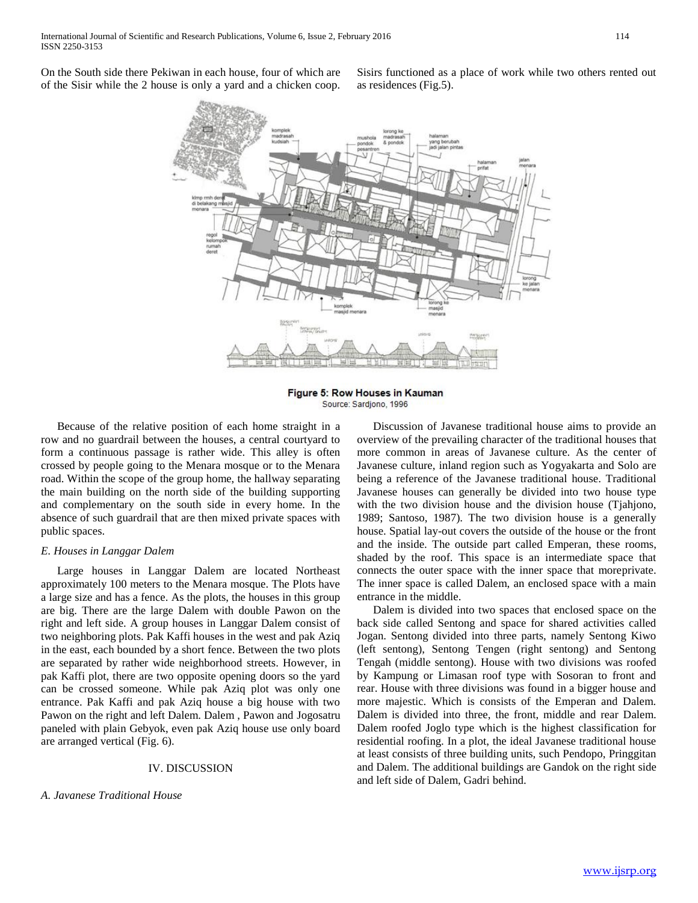On the South side there Pekiwan in each house, four of which are of the Sisir while the 2 house is only a yard and a chicken coop. Sisirs functioned as a place of work while two others rented out as residences (Fig.5).

**Figure 5: Row Houses in Kauman**
Source: Sardjono, 1996

Because of the relative position of each home straight in a row and no guardrail between the houses, a central courtyard to form a continuous passage is rather wide. This alley is often crossed by people going to the Menara mosque or to the Menara road. Within the scope of the group home, the hallway separating the main building on the north side of the building supporting and complementary on the south side in every home. In the absence of such guardrail that are then mixed private spaces with public spaces.

### *E. Houses in Langgar Dalem*

Large houses in Langgar Dalem are located Northeast approximately 100 meters to the Menara mosque. The Plots have a large size and has a fence. As the plots, the houses in this group are big. There are the large Dalem with double Pawon on the right and left side. A group houses in Langgar Dalem consist of two neighboring plots. Pak Kaffi houses in the west and pak Aziq in the east, each bounded by a short fence. Between the two plots are separated by rather wide neighborhood streets. However, in pak Kaffi plot, there are two opposite opening doors so the yard can be crossed someone. While pak Aziq plot was only one entrance. Pak Kaffi and pak Aziq house a big house with two Pawon on the right and left Dalem. Dalem , Pawon and Jogosatru paneled with plain Gebyok, even pak Aziq house use only board are arranged vertical (Fig. 6).

## IV. DISCUSSION

### *A. Javanese Traditional House*

Discussion of Javanese traditional house aims to provide an overview of the prevailing character of the traditional houses that more common in areas of Javanese culture. As the center of Javanese culture, inland region such as Yogyakarta and Solo are being a reference of the Javanese traditional house. Traditional Javanese houses can generally be divided into two house type with the two division house and the division house (Tjahjono, 1989; Santoso, 1987). The two division house is a generally house. Spatial lay-out covers the outside of the house or the front and the inside. The outside part called Emperan, these rooms, shaded by the roof. This space is an intermediate space that connects the outer space with the inner space that moreprivate. The inner space is called Dalem, an enclosed space with a main entrance in the middle.

Dalem is divided into two spaces that enclosed space on the back side called Sentong and space for shared activities called Jogan. Sentong divided into three parts, namely Sentong Kiwo (left sentong), Sentong Tengen (right sentong) and Sentong Tengah (middle sentong). House with two divisions was roofed by Kampung or Limasan roof type with Sosoran to front and rear. House with three divisions was found in a bigger house and more majestic. Which is consists of the Emperan and Dalem. Dalem is divided into three, the front, middle and rear Dalem. Dalem roofed Joglo type which is the highest classification for residential roofing. In a plot, the ideal Javanese traditional house at least consists of three building units, such Pendopo, Pringgitan and Dalem. The additional buildings are Gandok on the right side and left side of Dalem, Gadri behind.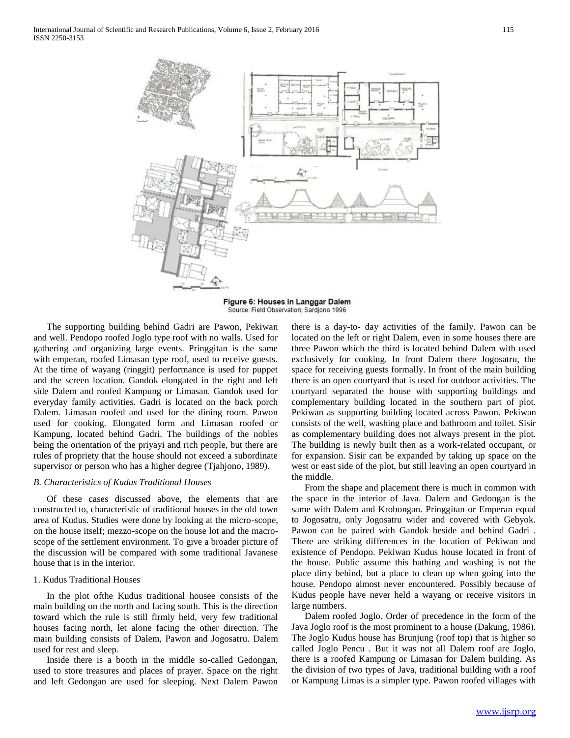Figure 6: Houses in Langgar Dalem
Source: Field Observation; Sardjono 1996

The supporting building behind Gadri are Pawon, Pekiwan and well. Pendopo roofed Joglo type roof with no walls. Used for gathering and organizing large events. Pringgitan is the same with emperan, roofed Limasan type roof, used to receive guests. At the time of wayang (ringgit) performance is used for puppet and the screen location. Gandok elongated in the right and left side Dalem and roofed Kampung or Limasan. Gandok used for everyday family activities. Gadri is located on the back porch Dalem. Limasan roofed and used for the dining room. Pawon used for cooking. Elongated form and Limasan roofed or Kampung, located behind Gadri. The buildings of the nobles being the orientation of the priyayi and rich people, but there are rules of propriety that the house should not exceed a subordinate supervisor or person who has a higher degree (Tjahjono, 1989).

### *B. Characteristics of Kudus Traditional Houses*

Of these cases discussed above, the elements that are constructed to, characteristic of traditional houses in the old town area of Kudus. Studies were done by looking at the micro-scope, on the house itself; mezzo-scope on the house lot and the macro-scope of the settlement environment. To give a broader picture of the discussion will be compared with some traditional Javanese house that is in the interior.

#### 1. Kudus Traditional Houses

In the plot ofthe Kudus traditional housee consists of the main building on the north and facing south. This is the direction toward which the rule is still firmly held, very few traditional houses facing north, let alone facing the other direction. The main building consists of Dalem, Pawon and Jogosatru. Dalem used for rest and sleep.

Inside there is a booth in the middle so-called Gedongan, used to store treasures and places of prayer. Space on the right and left Gedongan are used for sleeping. Next Dalem Pawon there is a day-to- day activities of the family. Pawon can be located on the left or right Dalem, even in some houses there are three Pawon which the third is located behind Dalem with used exclusively for cooking. In front Dalem there Jogosatru, the space for receiving guests formally. In front of the main building there is an open courtyard that is used for outdoor activities. The courtyard separated the house with supporting buildings and complementary building located in the southern part of plot. Pekiwan as supporting building located across Pawon. Pekiwan consists of the well, washing place and bathroom and toilet. Sisir as complementary building does not always present in the plot. The building is newly built then as a work-related occupant, or for expansion. Sisir can be expanded by taking up space on the west or east side of the plot, but still leaving an open courtyard in the middle.

From the shape and placement there is much in common with the space in the interior of Java. Dalem and Gedongan is the same with Dalem and Krobongan. Pringgitan or Emperan equal to Jogosatru, only Jogosatru wider and covered with Gebyok. Pawon can be paired with Gandok beside and behind Gadri . There are striking differences in the location of Pekiwan and existence of Pendopo. Pekiwan Kudus house located in front of the house. Public assume this bathing and washing is not the place dirty behind, but a place to clean up when going into the house. Pendopo almost never encountered. Possibly because of Kudus people have never held a wayang or receive visitors in large numbers.

Dalem roofed Joglo. Order of precedence in the form of the Java Joglo roof is the most prominent to a house (Dakung, 1986). The Joglo Kudus house has Brunjung (roof top) that is higher so called Joglo Pencu . But it was not all Dalem roof are Joglo, there is a roofed Kampung or Limasan for Dalem building. As the division of two types of Java, traditional building with a roof or Kampung Limas is a simpler type. Pawon roofed villages with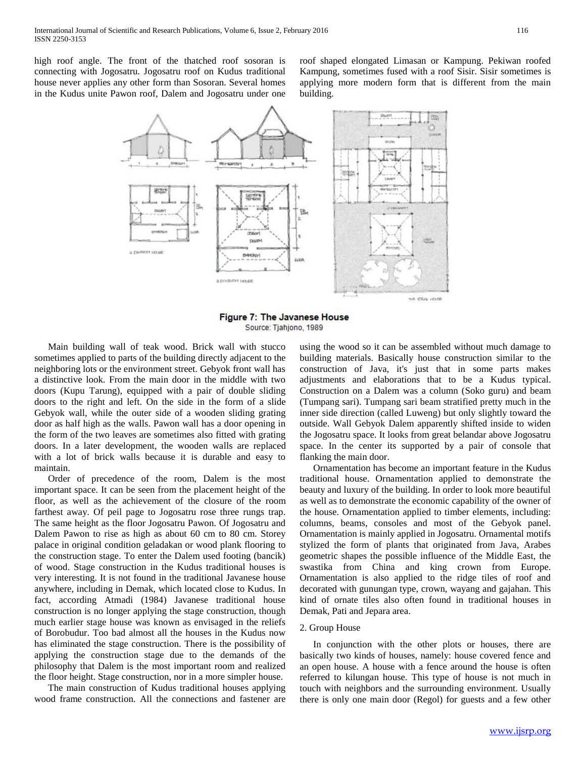high roof angle. The front of the thatched roof sosoran is connecting with Jogosatru. Jogosatru roof on Kudus traditional house never applies any other form than Sosoran. Several homes in the Kudus unite Pawon roof, Dalem and Jogosatru under one roof shaped elongated Limasan or Kampung. Pekiwan roofed Kampung, sometimes fused with a roof Sisir. Sisir sometimes is applying more modern form that is different from the main building.

**Figure 7: The Javanese House**
Source: Tjahjono, 1989

Main building wall of teak wood. Brick wall with stucco sometimes applied to parts of the building directly adjacent to the neighboring lots or the environment street. Gebyok front wall has a distinctive look. From the main door in the middle with two doors (Kupu Tarung), equipped with a pair of double sliding doors to the right and left. On the side in the form of a slide Gebyok wall, while the outer side of a wooden sliding grating door as half high as the walls. Pawon wall has a door opening in the form of the two leaves are sometimes also fitted with grating doors. In a later development, the wooden walls are replaced with a lot of brick walls because it is durable and easy to maintain.

Order of precedence of the room, Dalem is the most important space. It can be seen from the placement height of the floor, as well as the achievement of the closure of the room farthest away. Of peil page to Jogosatru rose three rungs trap. The same height as the floor Jogosatru Pawon. Of Jogosatru and Dalem Pawon to rise as high as about 60 cm to 80 cm. Storey palace in original condition geladakan or wood plank flooring to the construction stage. To enter the Dalem used footing (bancik) of wood. Stage construction in the Kudus traditional houses is very interesting. It is not found in the traditional Javanese house anywhere, including in Demak, which located close to Kudus. In fact, according Atmadi (1984) Javanese traditional house construction is no longer applying the stage construction, though much earlier stage house was known as envisaged in the reliefs of Borobudur. Too bad almost all the houses in the Kudus now has eliminated the stage construction. There is the possibility of applying the construction stage due to the demands of the philosophy that Dalem is the most important room and realized the floor height. Stage construction, nor in a more simpler house.

The main construction of Kudus traditional houses applying wood frame construction. All the connections and fastener are using the wood so it can be assembled without much damage to building materials. Basically house construction similar to the construction of Java, it's just that in some parts makes adjustments and elaborations that to be a Kudus typical. Construction on a Dalem was a column (Soko guru) and beam (Tumpang sari). Tumpang sari beam stratified pretty much in the inner side direction (called Luweng) but only slightly toward the outside. Wall Gebyok Dalem apparently shifted inside to widen the Jogosatru space. It looks from great belandar above Jogosatru space. In the center its supported by a pair of console that flanking the main door.

Ornamentation has become an important feature in the Kudus traditional house. Ornamentation applied to demonstrate the beauty and luxury of the building. In order to look more beautiful as well as to demonstrate the economic capability of the owner of the house. Ornamentation applied to timber elements, including: columns, beams, consoles and most of the Gebyok panel. Ornamentation is mainly applied in Jogosatru. Ornamental motifs stylized the form of plants that originated from Java, Arabes geometric shapes the possible influence of the Middle East, the swastika from China and king crown from Europe. Ornamentation is also applied to the ridge tiles of roof and decorated with gunungan type, crown, wayang and gajahan. This kind of ornate tiles also often found in traditional houses in Demak, Pati and Jepara area.

2. Group House

In conjunction with the other plots or houses, there are basically two kinds of houses, namely: house covered fence and an open house. A house with a fence around the house is often referred to kilungan house. This type of house is not much in touch with neighbors and the surrounding environment. Usually there is only one main door (Regol) for guests and a few other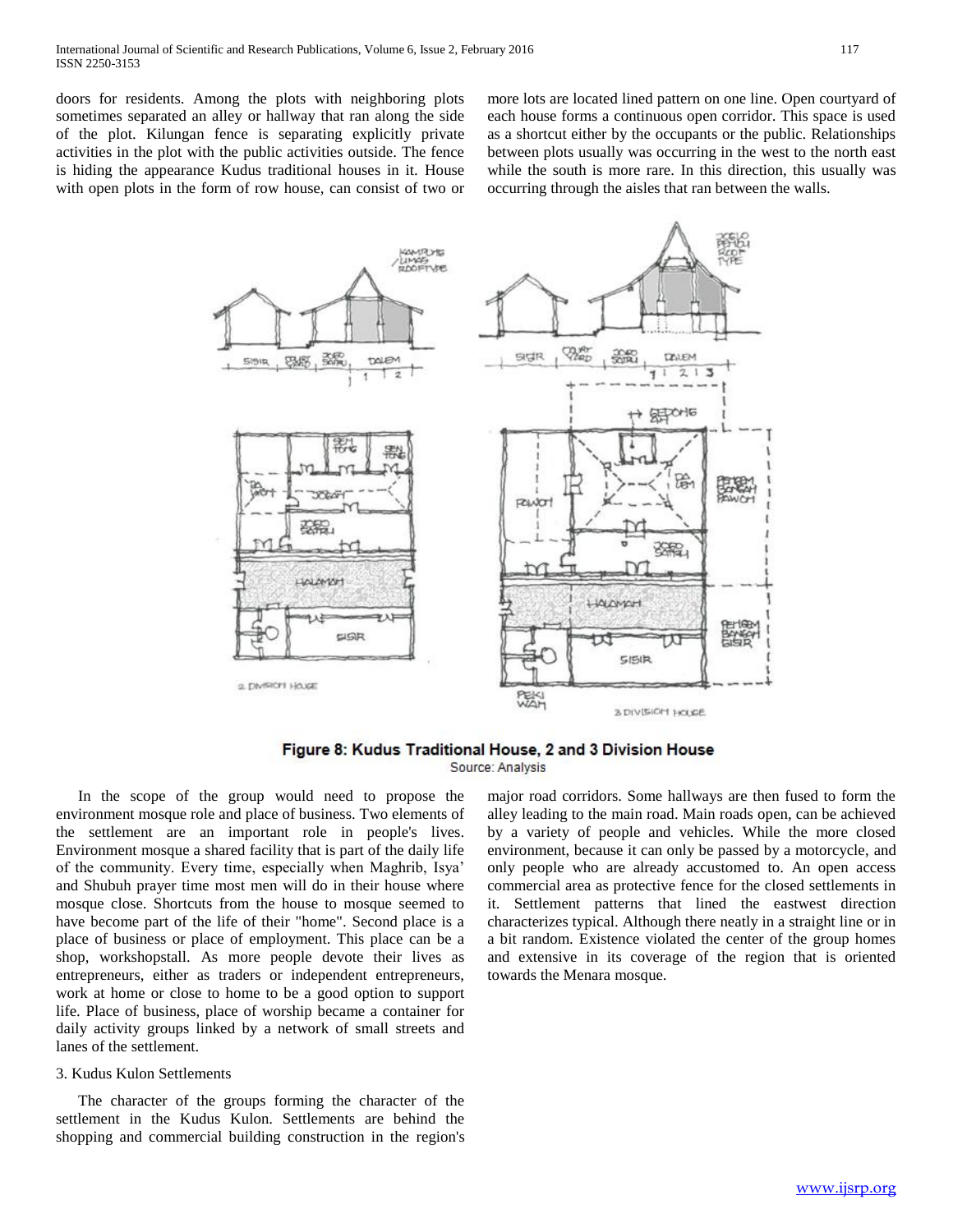doors for residents. Among the plots with neighboring plots sometimes separated an alley or hallway that ran along the side of the plot. Kilungan fence is separating explicitly private activities in the plot with the public activities outside. The fence is hiding the appearance Kudus traditional houses in it. House with open plots in the form of row house, can consist of two or more lots are located lined pattern on one line. Open courtyard of each house forms a continuous open corridor. This space is used as a shortcut either by the occupants or the public. Relationships between plots usually was occurring in the west to the north east while the south is more rare. In this direction, this usually was occurring through the aisles that ran between the walls.

**Figure 8: Kudus Traditional House, 2 and 3 Division House**

Source: Analysis

In the scope of the group would need to propose the environment mosque role and place of business. Two elements of the settlement are an important role in people's lives. Environment mosque a shared facility that is part of the daily life of the community. Every time, especially when Maghrib, Isya' and Shubuh prayer time most men will do in their house where mosque close. Shortcuts from the house to mosque seemed to have become part of the life of their "home". Second place is a place of business or place of employment. This place can be a shop, workshopstall. As more people devote their lives as entrepreneurs, either as traders or independent entrepreneurs, work at home or close to home to be a good option to support life. Place of business, place of worship became a container for daily activity groups linked by a network of small streets and lanes of the settlement.

3. Kudus Kulon Settlements

The character of the groups forming the character of the settlement in the Kudus Kulon. Settlements are behind the shopping and commercial building construction in the region's major road corridors. Some hallways are then fused to form the alley leading to the main road. Main roads open, can be achieved by a variety of people and vehicles. While the more closed environment, because it can only be passed by a motorcycle, and only people who are already accustomed to. An open access commercial area as protective fence for the closed settlements in it. Settlement patterns that lined the eastwest direction characterizes typical. Although there neatly in a straight line or in a bit random. Existence violated the center of the group homes and extensive in its coverage of the region that is oriented towards the Menara mosque.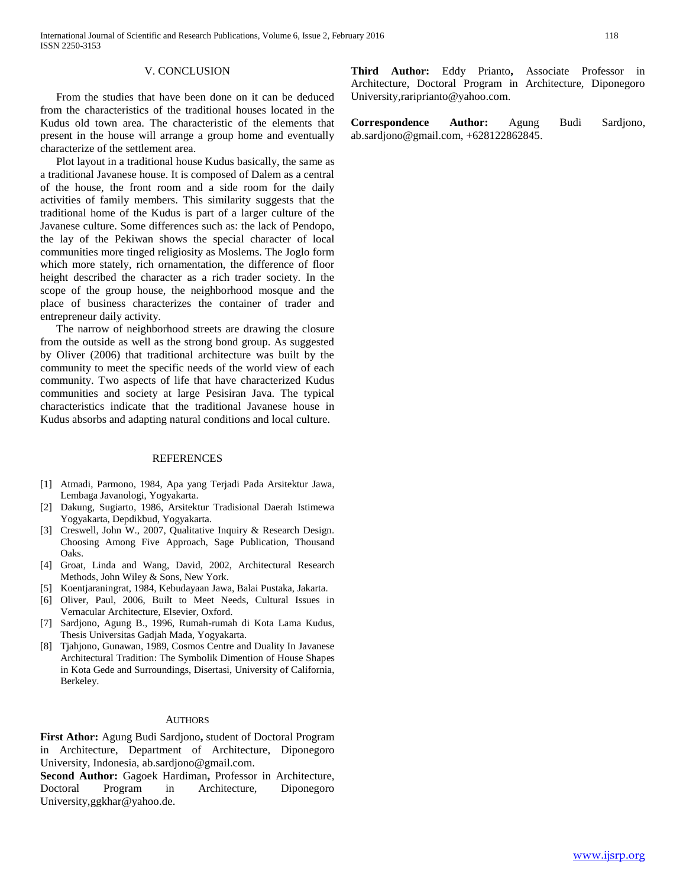## V. CONCLUSION

From the studies that have been done on it can be deduced from the characteristics of the traditional houses located in the Kudus old town area. The characteristic of the elements that present in the house will arrange a group home and eventually characterize of the settlement area.

Plot layout in a traditional house Kudus basically, the same as a traditional Javanese house. It is composed of Dalem as a central of the house, the front room and a side room for the daily activities of family members. This similarity suggests that the traditional home of the Kudus is part of a larger culture of the Javanese culture. Some differences such as: the lack of Pendopo, the lay of the Pekiwan shows the special character of local communities more tinged religiosity as Moslems. The Joglo form which more stately, rich ornamentation, the difference of floor height described the character as a rich trader society. In the scope of the group house, the neighborhood mosque and the place of business characterizes the container of trader and entrepreneur daily activity.

The narrow of neighborhood streets are drawing the closure from the outside as well as the strong bond group. As suggested by Oliver (2006) that traditional architecture was built by the community to meet the specific needs of the world view of each community. Two aspects of life that have characterized Kudus communities and society at large Pesisiran Java. The typical characteristics indicate that the traditional Javanese house in Kudus absorbs and adapting natural conditions and local culture.

## REFERENCES

[1] Atmadi, Parmono, 1984, Apa yang Terjadi Pada Arsitektur Jawa, Lembaga Javanologi, Yogyakarta.
[2] Dakung, Sugiarto, 1986, Arsitektur Tradisional Daerah Istimewa Yogyakarta, Depdikbud, Yogyakarta.
[3] Creswell, John W., 2007, Qualitative Inquiry & Research Design. Choosing Among Five Approach, Sage Publication, Thousand Oaks.
[4] Groat, Linda and Wang, David, 2002, Architectural Research Methods, John Wiley & Sons, New York.
[5] Koentjaraningrat, 1984, Kebudayaan Jawa, Balai Pustaka, Jakarta.
[6] Oliver, Paul, 2006, Built to Meet Needs, Cultural Issues in Vernacular Architecture, Elsevier, Oxford.
[7] Sardjono, Agung B., 1996, Rumah-rumah di Kota Lama Kudus, Thesis Universitas Gadjah Mada, Yogyakarta.
[8] Tjahjono, Gunawan, 1989, Cosmos Centre and Duality In Javanese Architectural Tradition: The Symbolik Dimention of House Shapes in Kota Gede and Surroundings, Disertasi, University of California, Berkeley.

## AUTHORS

**First Athor:** Agung Budi Sardjono**,** student of Doctoral Program in Architecture, Department of Architecture, Diponegoro University, Indonesia, ab.sardjono@gmail.com.

**Second Author:** Gagoek Hardiman**,** Professor in Architecture, Doctoral Program in Architecture, Diponegoro University,ggkhar@yahoo.de.

**Third Author:** Eddy Prianto**,** Associate Professor in Architecture, Doctoral Program in Architecture, Diponegoro University,raripriantoo@yahoo.com.

**Correspondence Author:** Agung Budi Sardjono, ab.sardjono@gmail.com, +628122862845.